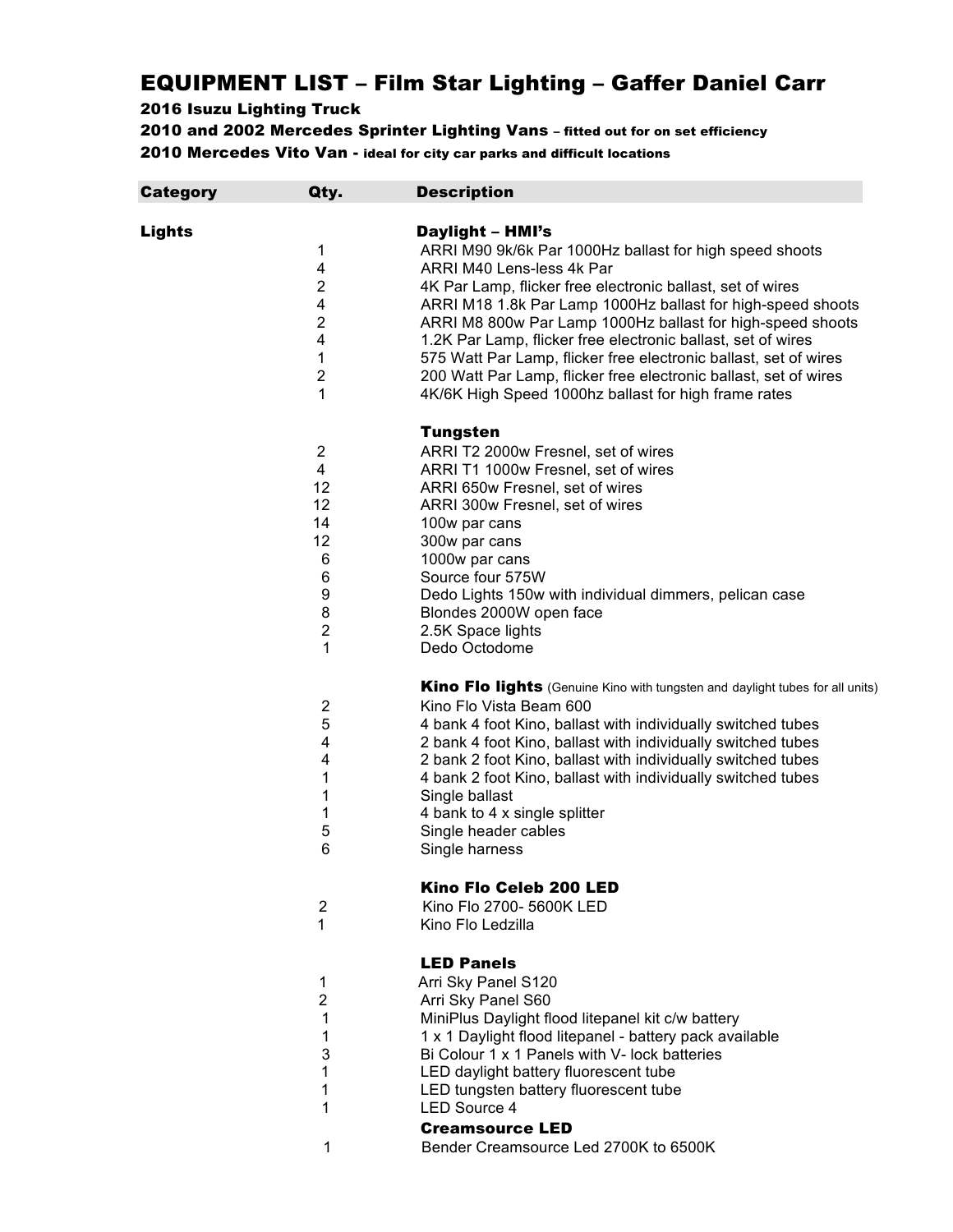# EQUIPMENT LIST – Film Star Lighting – Gaffer Daniel Carr

**2016 Isuzu Lighting Truck**

**2010 and 2002 Mercedes Sprinter Lighting Vans** – **fitted out for on set efficiency**

**2010 Mercedes Vito Van** - **ideal for city car parks and difficult locations**

| Category | Qty. | Description |
|---|---|---|
| **Lights** | | **Daylight – HMI's** |
| | 1 | ARRI M90 9k/6k Par 1000Hz ballast for high speed shoots |
| | 4 | ARRI M40 Lens-less 4k Par |
| | 2 | 4K Par Lamp, flicker free electronic ballast, set of wires |
| | 4 | ARRI M18 1.8k Par Lamp 1000Hz ballast for high-speed shoots |
| | 2 | ARRI M8 800w Par Lamp 1000Hz ballast for high-speed shoots |
| | 4 | 1.2K Par Lamp, flicker free electronic ballast, set of wires |
| | 1 | 575 Watt Par Lamp, flicker free electronic ballast, set of wires |
| | 2 | 200 Watt Par Lamp, flicker free electronic ballast, set of wires |
| | 1 | 4K/6K High Speed 1000hz ballast for high frame rates |
| | | **Tungsten** |
| | 2 | ARRI T2 2000w Fresnel, set of wires |
| | 4 | ARRI T1 1000w Fresnel, set of wires |
| | 12 | ARRI 650w Fresnel, set of wires |
| | 12 | ARRI 300w Fresnel, set of wires |
| | 14 | 100w par cans |
| | 12 | 300w par cans |
| | 6 | 1000w par cans |
| | 6 | Source four 575W |
| | 9 | Dedo Lights 150w with individual dimmers, pelican case |
| | 8 | Blondes 2000W open face |
| | 2 | 2.5K Space lights |
| | 1 | Dedo Octodome |
| | | **Kino Flo lights** (Genuine Kino with tungsten and daylight tubes for all units) |
| | 2 | Kino Flo Vista Beam 600 |
| | 5 | 4 bank 4 foot Kino, ballast with individually switched tubes |
| | 4 | 2 bank 4 foot Kino, ballast with individually switched tubes |
| | 4 | 2 bank 2 foot Kino, ballast with individually switched tubes |
| | 1 | 4 bank 2 foot Kino, ballast with individually switched tubes |
| | 1 | Single ballast |
| | 1 | 4 bank to 4 x single splitter |
| | 5 | Single header cables |
| | 6 | Single harness |
| | | **Kino Flo Celeb 200 LED** |
| | 2 | Kino Flo 2700- 5600K LED |
| | 1 | Kino Flo Ledzilla |
| | | **LED Panels** |
| | 1 | Arri Sky Panel S120 |
| | 2 | Arri Sky Panel S60 |
| | 1 | MiniPlus Daylight flood litepanel kit c/w battery |
| | 1 | 1 x 1 Daylight flood litepanel - battery pack available |
| | 3 | Bi Colour 1 x 1 Panels with V- lock batteries |
| | 1 | LED daylight battery fluorescent tube |
| | 1 | LED tungsten battery fluorescent tube |
| | 1 | LED Source 4 |
| | | **Creamsource LED** |
| | 1 | Bender Creamsource Led 2700K to 6500K |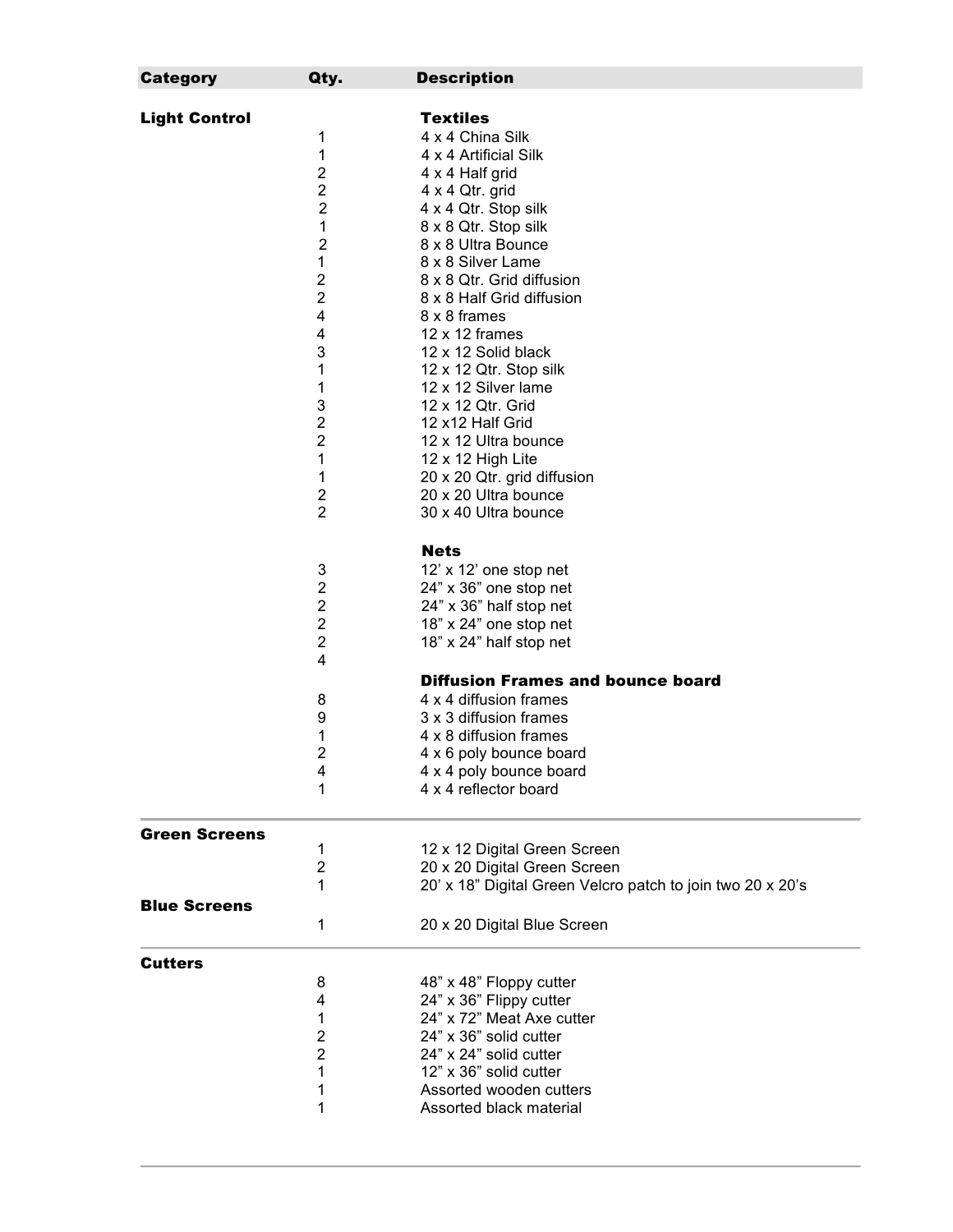| Category | Qty. | Description |
|---|---|---|
| **Light Control** | | **Textiles** |
| | 1 | 4 x 4 China Silk |
| | 1 | 4 x 4 Artificial Silk |
| | 2 | 4 x 4 Half grid |
| | 2 | 4 x 4 Qtr. grid |
| | 2 | 4 x 4 Qtr. Stop silk |
| | 1 | 8 x 8 Qtr. Stop silk |
| | 2 | 8 x 8 Ultra Bounce |
| | 1 | 8 x 8 Silver Lame |
| | 2 | 8 x 8 Qtr. Grid diffusion |
| | 2 | 8 x 8 Half Grid diffusion |
| | 4 | 8 x 8 frames |
| | 4 | 12 x 12 frames |
| | 3 | 12 x 12 Solid black |
| | 1 | 12 x 12 Qtr. Stop silk |
| | 1 | 12 x 12 Silver lame |
| | 3 | 12 x 12 Qtr. Grid |
| | 2 | 12 x12 Half Grid |
| | 2 | 12 x 12 Ultra bounce |
| | 1 | 12 x 12 High Lite |
| | 1 | 20 x 20 Qtr. grid diffusion |
| | 2 | 20 x 20 Ultra bounce |
| | 2 | 30 x 40 Ultra bounce |
| | | **Nets** |
| | 3 | 12' x 12' one stop net |
| | 2 | 24" x 36" one stop net |
| | 2 | 24" x 36" half stop net |
| | 2 | 18" x 24" one stop net |
| | 2 | 18" x 24" half stop net |
| | 4 | |
| | | **Diffusion Frames and bounce board** |
| | 8 | 4 x 4 diffusion frames |
| | 9 | 3 x 3 diffusion frames |
| | 1 | 4 x 8 diffusion frames |
| | 2 | 4 x 6 poly bounce board |
| | 4 | 4 x 4 poly bounce board |
| | 1 | 4 x 4 reflector board |
| **Green Screens** | | |
| | 1 | 12 x 12 Digital Green Screen |
| | 2 | 20 x 20 Digital Green Screen |
| | 1 | 20' x 18" Digital Green Velcro patch to join two 20 x 20's |
| **Blue Screens** | | |
| | 1 | 20 x 20 Digital Blue Screen |
| **Cutters** | | |
| | 8 | 48" x 48" Floppy cutter |
| | 4 | 24" x 36" Flippy cutter |
| | 1 | 24" x 72" Meat Axe cutter |
| | 2 | 24" x 36" solid cutter |
| | 2 | 24" x 24" solid cutter |
| | 1 | 12" x 36" solid cutter |
| | 1 | Assorted wooden cutters |
| | 1 | Assorted black material |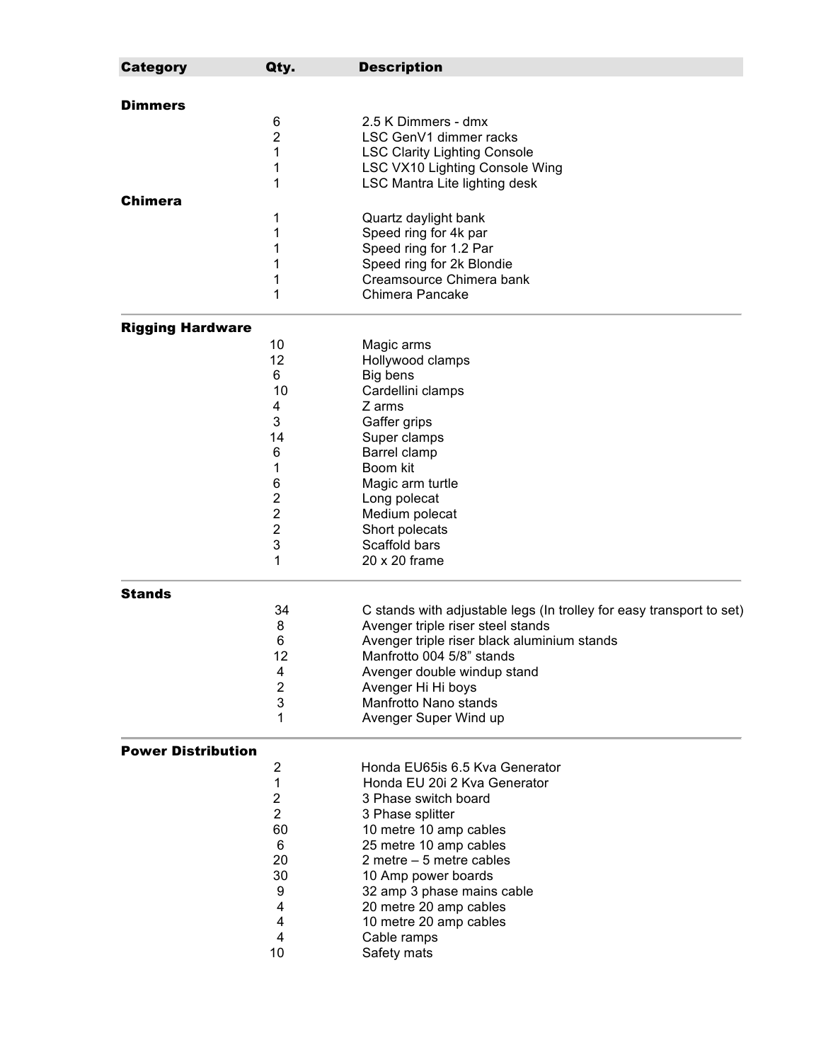| Category | Qty. | Description |
|---|---|---|
| **Dimmers** | | |
| | 6 | 2.5 K Dimmers - dmx |
| | 2 | LSC GenV1 dimmer racks |
| | 1 | LSC Clarity Lighting Console |
| | 1 | LSC VX10 Lighting Console Wing |
| | 1 | LSC Mantra Lite lighting desk |
| **Chimera** | | |
| | 1 | Quartz daylight bank |
| | 1 | Speed ring for 4k par |
| | 1 | Speed ring for 1.2 Par |
| | 1 | Speed ring for 2k Blondie |
| | 1 | Creamsource Chimera bank |
| | 1 | Chimera Pancake |
| **Rigging Hardware** | | |
| | 10 | Magic arms |
| | 12 | Hollywood clamps |
| | 6 | Big bens |
| | 10 | Cardellini clamps |
| | 4 | Z arms |
| | 3 | Gaffer grips |
| | 14 | Super clamps |
| | 6 | Barrel clamp |
| | 1 | Boom kit |
| | 6 | Magic arm turtle |
| | 2 | Long polecat |
| | 2 | Medium polecat |
| | 2 | Short polecats |
| | 3 | Scaffold bars |
| | 1 | 20 x 20 frame |
| **Stands** | | |
| | 34 | C stands with adjustable legs (In trolley for easy transport to set) |
| | 8 | Avenger triple riser steel stands |
| | 6 | Avenger triple riser black aluminium stands |
| | 12 | Manfrotto 004 5/8" stands |
| | 4 | Avenger double windup stand |
| | 2 | Avenger Hi Hi boys |
| | 3 | Manfrotto Nano stands |
| | 1 | Avenger Super Wind up |
| **Power Distribution** | | |
| | 2 | Honda EU65is 6.5 Kva Generator |
| | 1 | Honda EU 20i 2 Kva Generator |
| | 2 | 3 Phase switch board |
| | 2 | 3 Phase splitter |
| | 60 | 10 metre 10 amp cables |
| | 6 | 25 metre 10 amp cables |
| | 20 | 2 metre – 5 metre cables |
| | 30 | 10 Amp power boards |
| | 9 | 32 amp 3 phase mains cable |
| | 4 | 20 metre 20 amp cables |
| | 4 | 10 metre 20 amp cables |
| | 4 | Cable ramps |
| | 10 | Safety mats |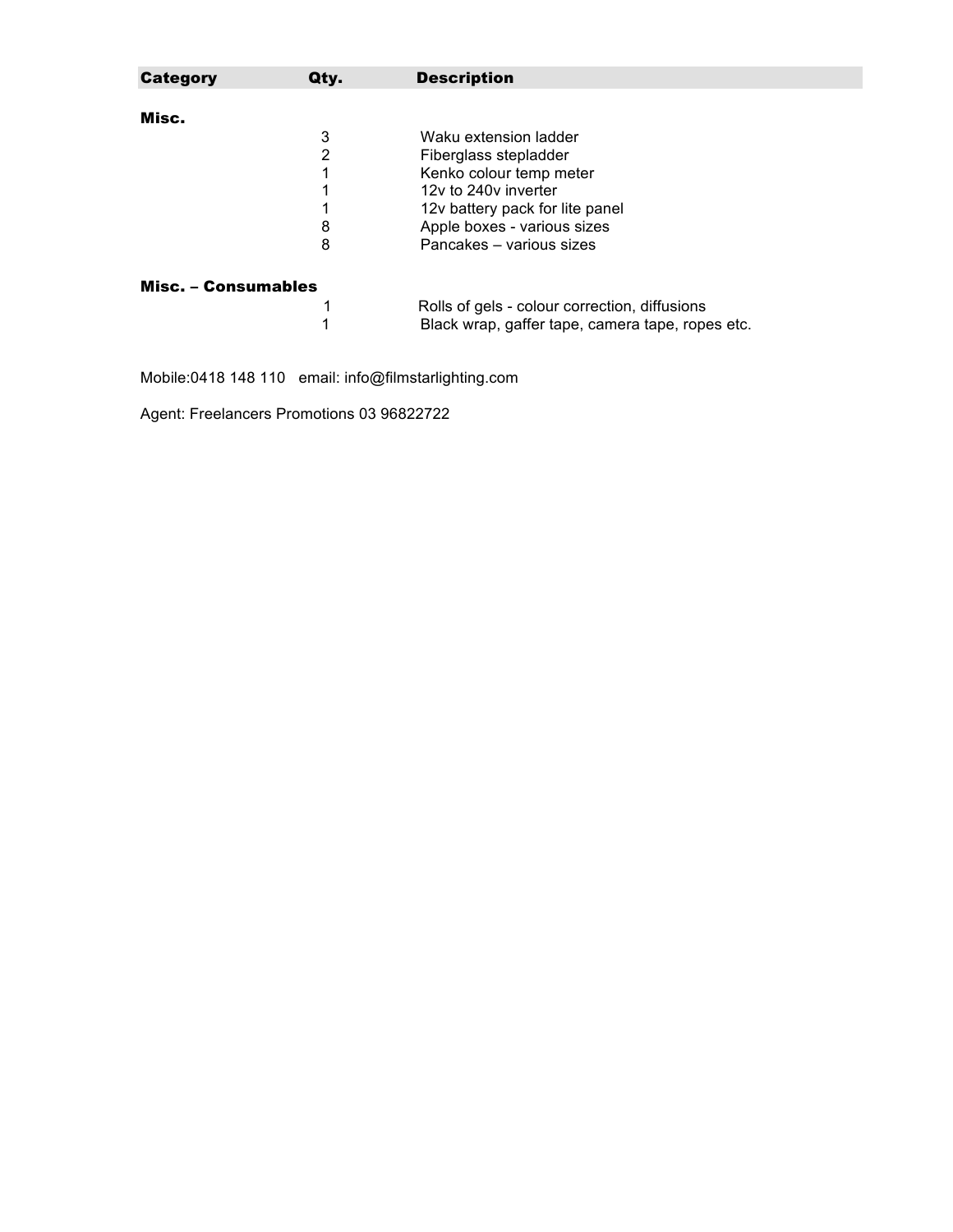| Category | Qty. | Description |
|---|---|---|
| **Misc.** | | |
| | 3 | Waku extension ladder |
| | 2 | Fiberglass stepladder |
| | 1 | Kenko colour temp meter |
| | 1 | 12v to 240v inverter |
| | 1 | 12v battery pack for lite panel |
| | 8 | Apple boxes - various sizes |
| | 8 | Pancakes – various sizes |
| **Misc. – Consumables** | | |
| | 1 | Rolls of gels - colour correction, diffusions |
| | 1 | Black wrap, gaffer tape, camera tape, ropes etc. |

Mobile:0418 148 110 email: info@filmstarlighting.com

Agent: Freelancers Promotions 03 96822722